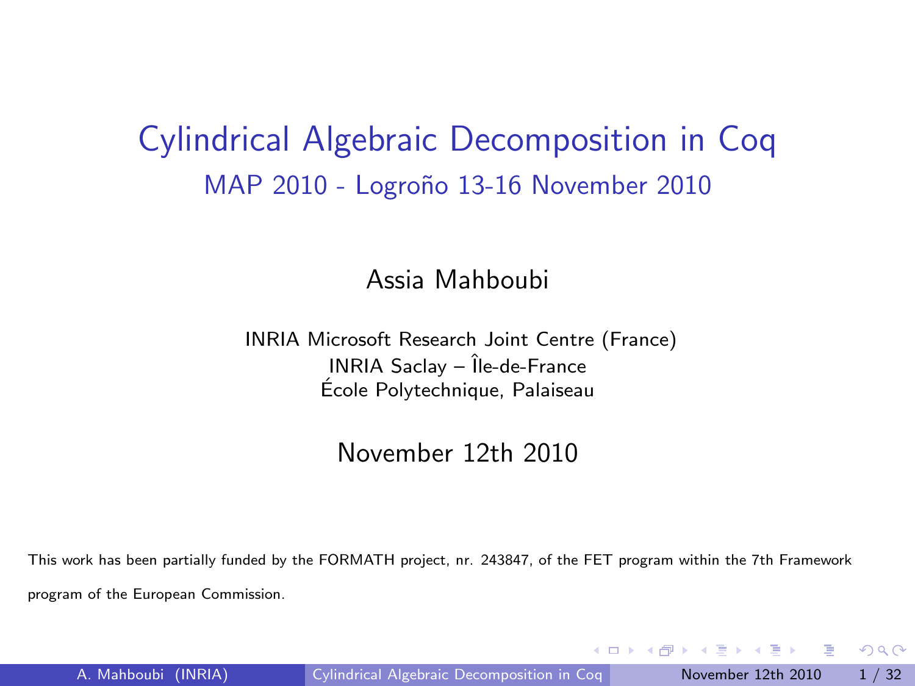# Cylindrical Algebraic Decomposition in Coq

## MAP 2010 - Logroño 13-16 November 2010

Assia Mahboubi

INRIA Microsoft Research Joint Centre (France)
INRIA Saclay – Île-de-France
École Polytechnique, Palaiseau

November 12th 2010

This work has been partially funded by the FORMATH project, nr. 243847, of the FET program within the 7th Framework program of the European Commission.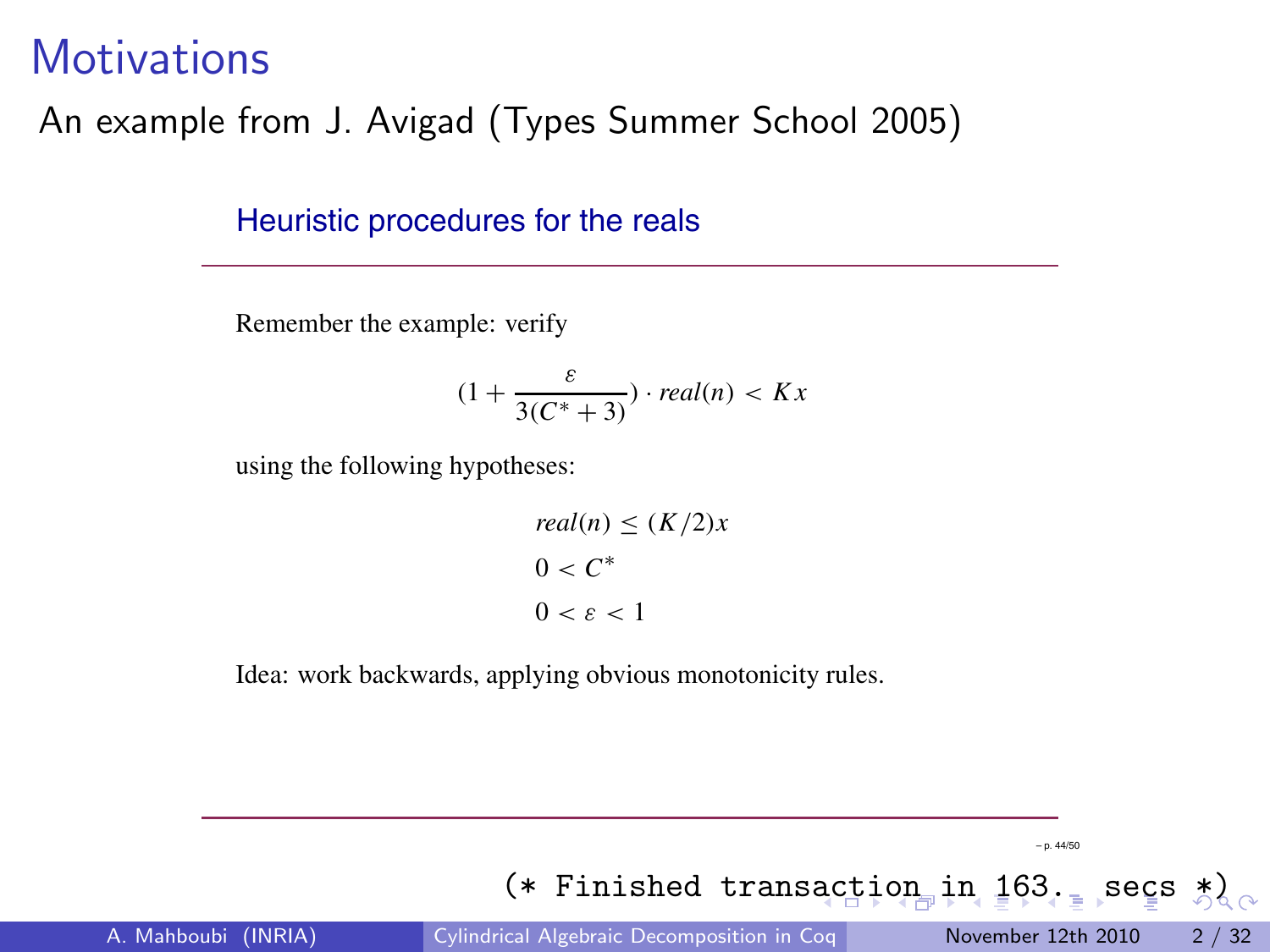# Motivations

An example from J. Avigad (Types Summer School 2005)

### Heuristic procedures for the reals

Remember the example: verify

$$(1 + \frac{\varepsilon}{3(C^* + 3)}) \cdot real(n) < Kx$$

using the following hypotheses:

$$real(n) \leq (K/2)x$$

$$0 < C^*$$

$$0 < \varepsilon < 1$$

Idea: work backwards, applying obvious monotonicity rules.

```
(* Finished transaction in 163. secs *)
```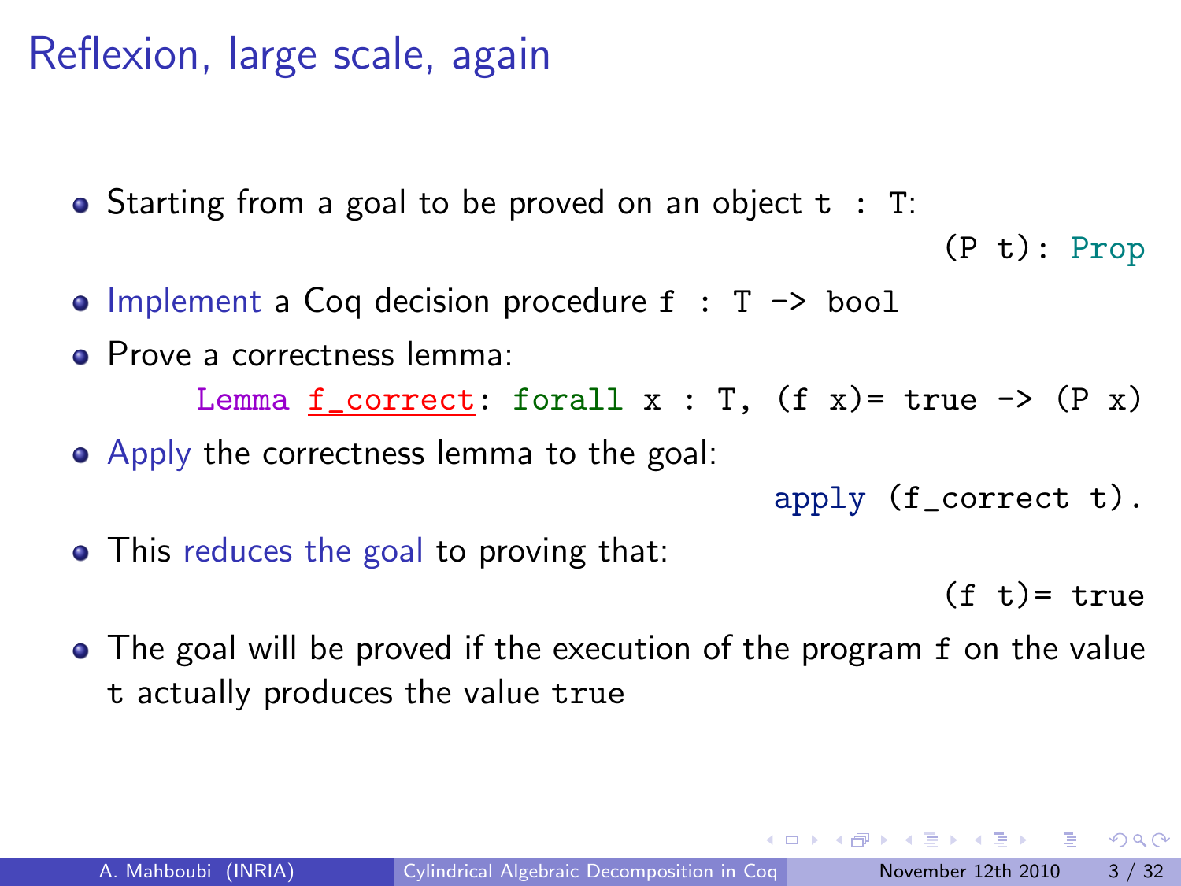# Reflexion, large scale, again

- Starting from a goal to be proved on an object `t : T`:

  `(P t): Prop`

- Implement a Coq decision procedure `f : T -> bool`
- Prove a correctness lemma:

  ```
  Lemma f_correct: forall x : T, (f x)= true -> (P x)
  ```

- Apply the correctness lemma to the goal:

  ```
  apply (f_correct t).
  ```

- This reduces the goal to proving that:

  `(f t)= true`

- The goal will be proved if the execution of the program `f` on the value `t` actually produces the value `true`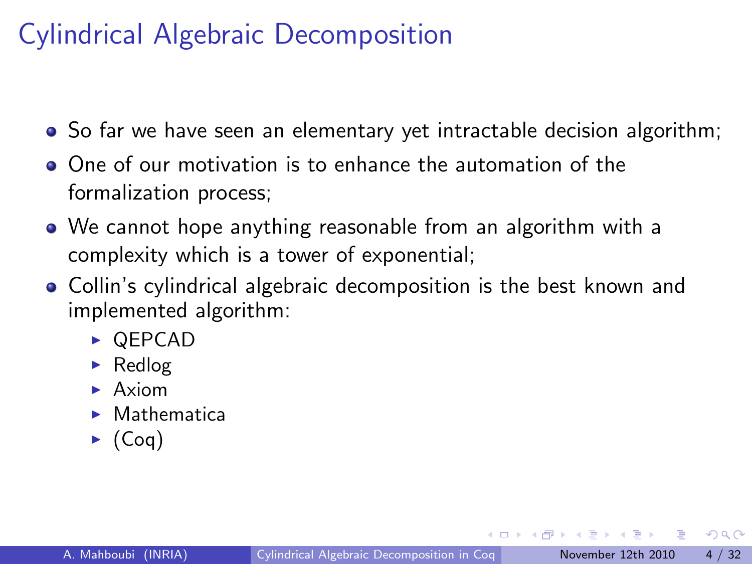# Cylindrical Algebraic Decomposition

- So far we have seen an elementary yet intractable decision algorithm;
- One of our motivation is to enhance the automation of the formalization process;
- We cannot hope anything reasonable from an algorithm with a complexity which is a tower of exponential;
- Collin's cylindrical algebraic decomposition is the best known and implemented algorithm:
  - QEPCAD
  - Redlog
  - Axiom
  - Mathematica
  - (Coq)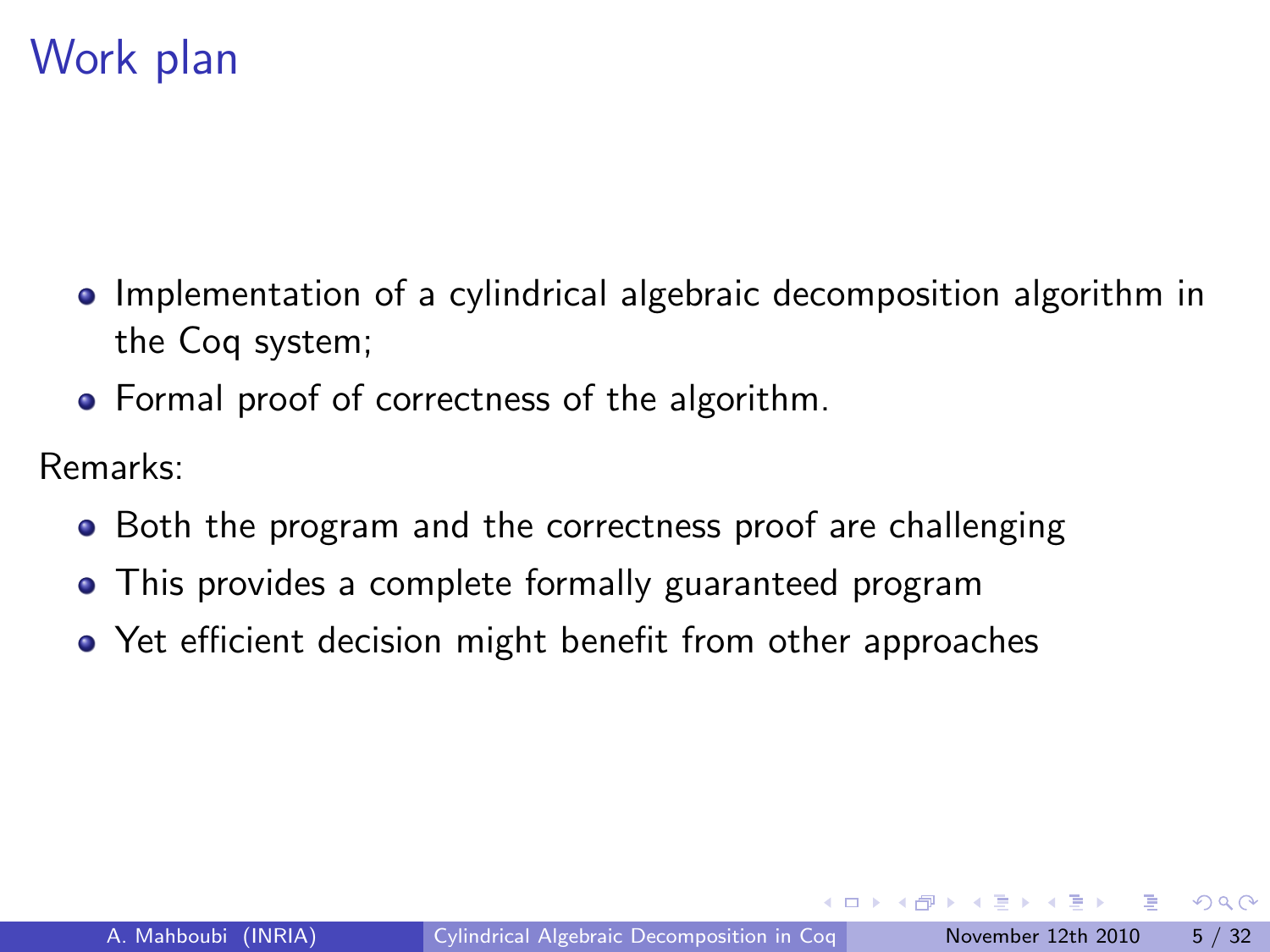# Work plan

- Implementation of a cylindrical algebraic decomposition algorithm in the Coq system;
- Formal proof of correctness of the algorithm.

Remarks:

- Both the program and the correctness proof are challenging
- This provides a complete formally guaranteed program
- Yet efficient decision might benefit from other approaches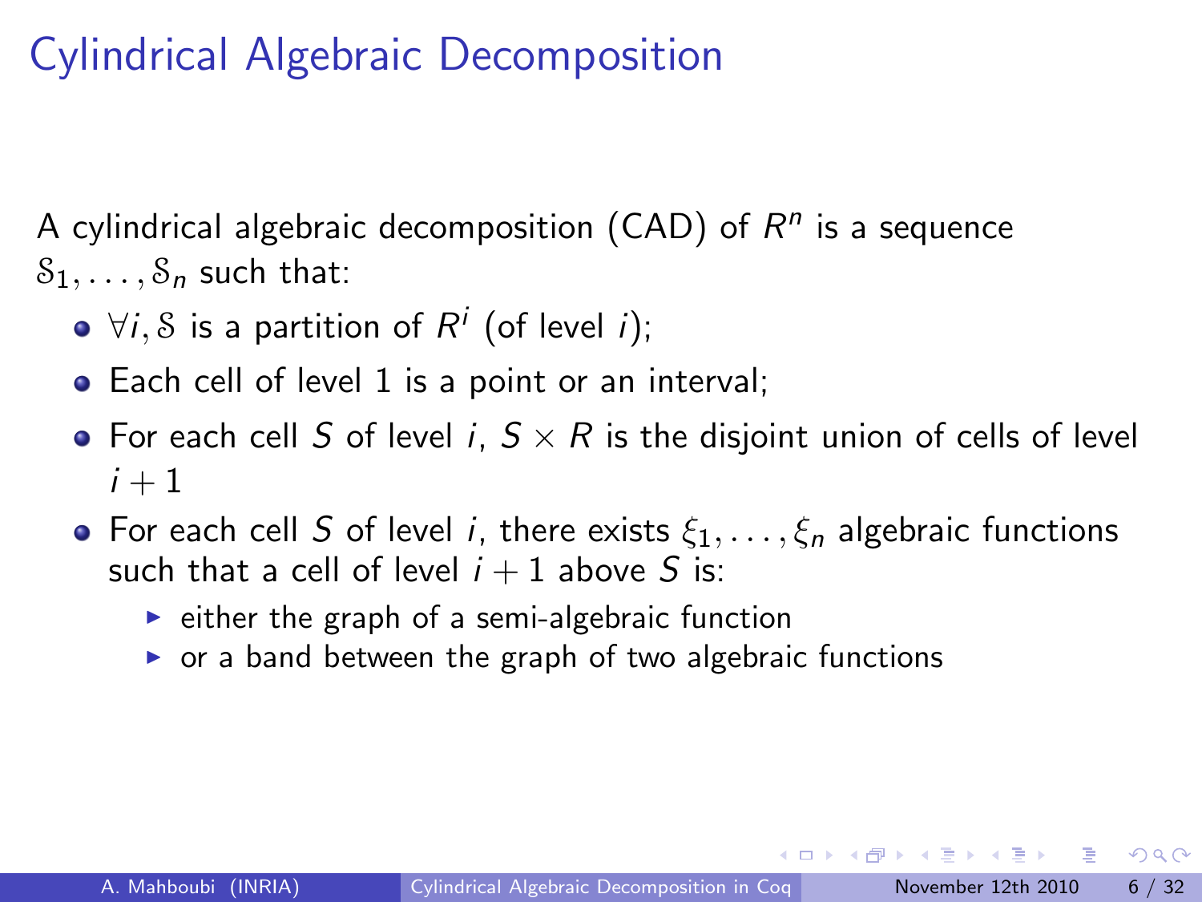# Cylindrical Algebraic Decomposition

A cylindrical algebraic decomposition (CAD) of $R^n$ is a sequence $\mathcal{S}_1, \ldots, \mathcal{S}_n$ such that:

- $\forall i, \mathcal{S}$ is a partition of $R^i$ (of level $i$);
- Each cell of level 1 is a point or an interval;
- For each cell $S$ of level $i$, $S \times R$ is the disjoint union of cells of level $i + 1$
- For each cell $S$ of level $i$, there exists $\xi_1, \ldots, \xi_n$ algebraic functions such that a cell of level $i + 1$ above $S$ is:
  - either the graph of a semi-algebraic function
  - or a band between the graph of two algebraic functions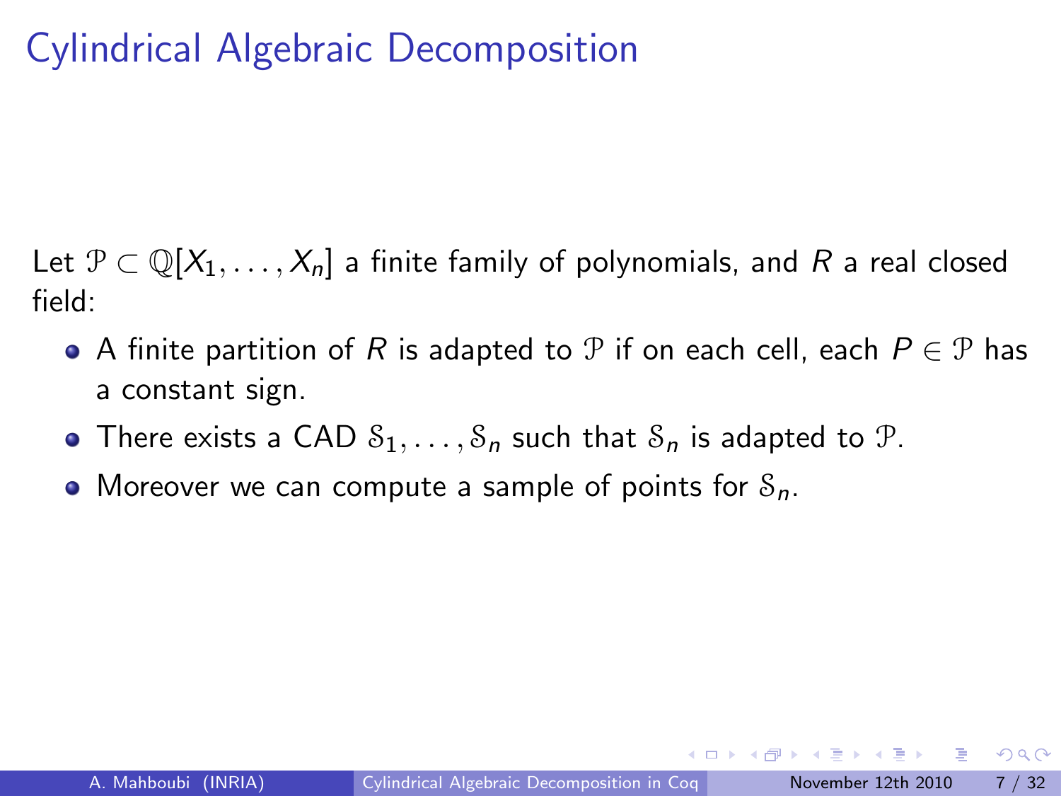# Cylindrical Algebraic Decomposition

Let $\mathcal{P} \subset \mathbb{Q}[X_1, \ldots, X_n]$ a finite family of polynomials, and $R$ a real closed field:

- A finite partition of $R$ is adapted to $\mathcal{P}$ if on each cell, each $P \in \mathcal{P}$ has a constant sign.
- There exists a CAD $\mathcal{S}_1, \ldots, \mathcal{S}_n$ such that $\mathcal{S}_n$ is adapted to $\mathcal{P}$.
- Moreover we can compute a sample of points for $\mathcal{S}_n$.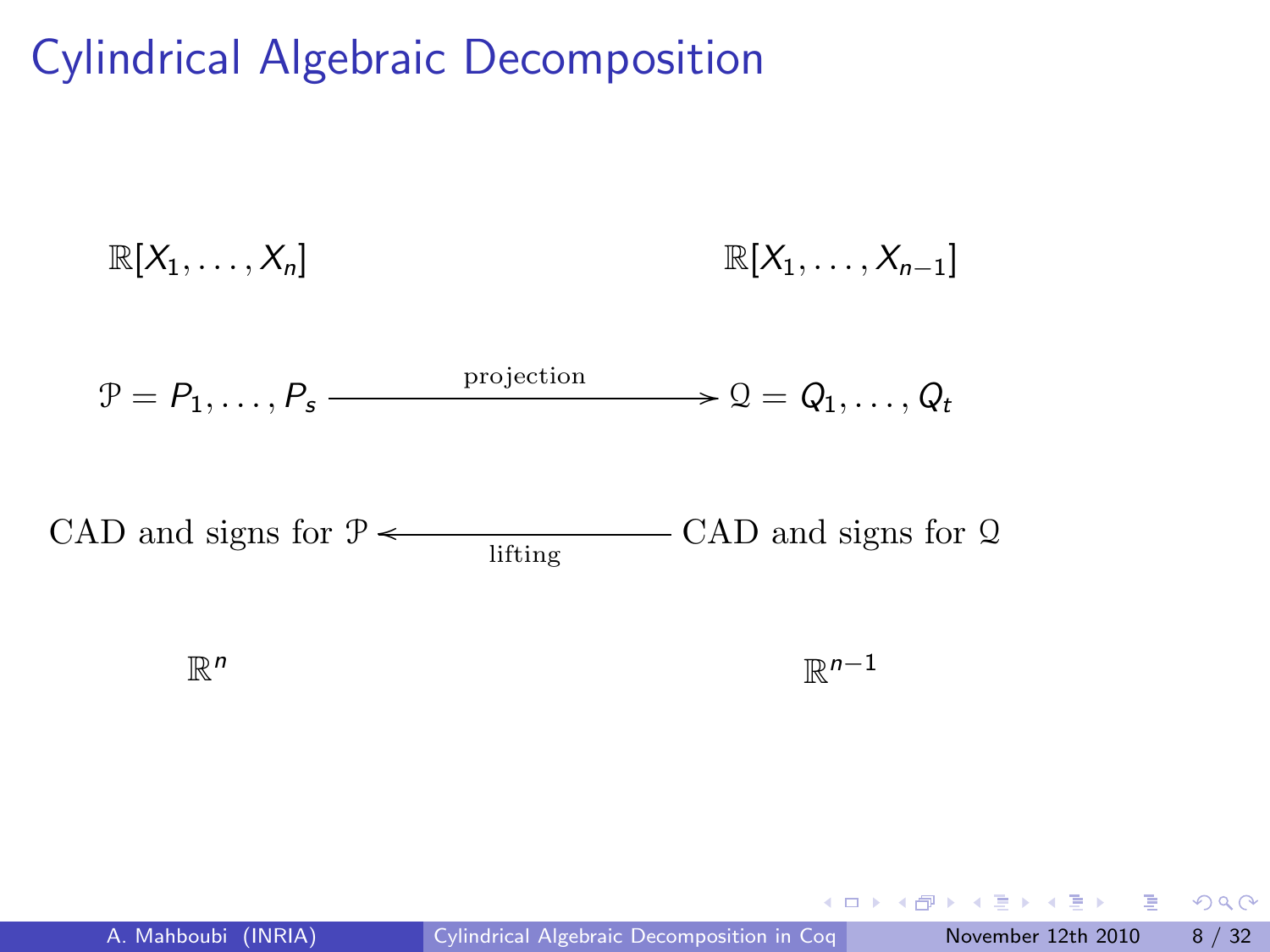# Cylindrical Algebraic Decomposition

$\mathbb{R}[X_1, \ldots, X_n]$ $\qquad\qquad$ $\mathbb{R}[X_1, \ldots, X_{n-1}]$

$$\mathcal{P} = P_1, \ldots, P_s \xrightarrow{\text{projection}} \mathcal{Q} = Q_1, \ldots, Q_t$$

$$\text{CAD and signs for } \mathcal{P} \xleftarrow[\text{lifting}]{} \text{CAD and signs for } \mathcal{Q}$$

$\mathbb{R}^n$ $\qquad\qquad$ $\mathbb{R}^{n-1}$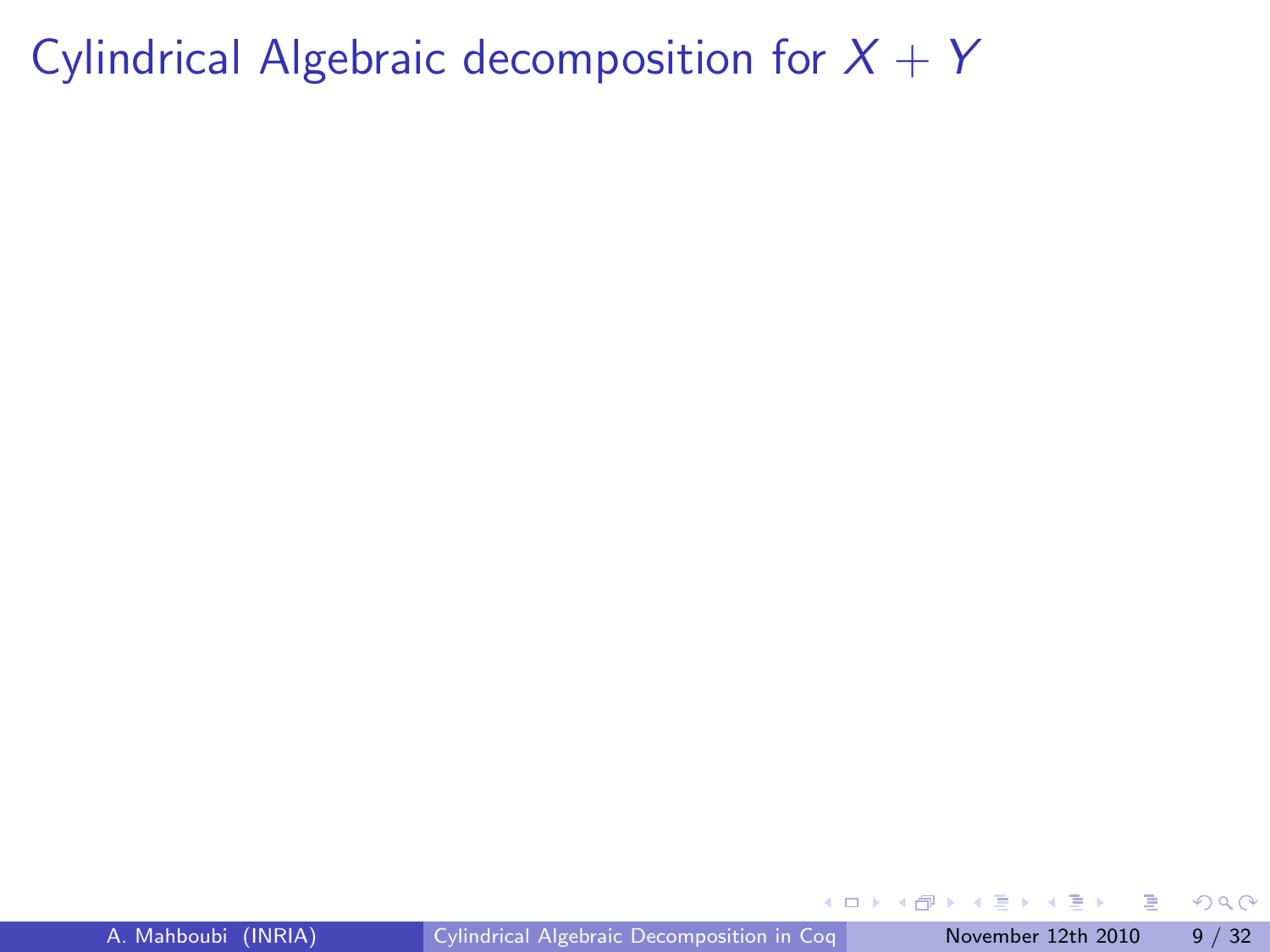# Cylindrical Algebraic decomposition for $X + Y$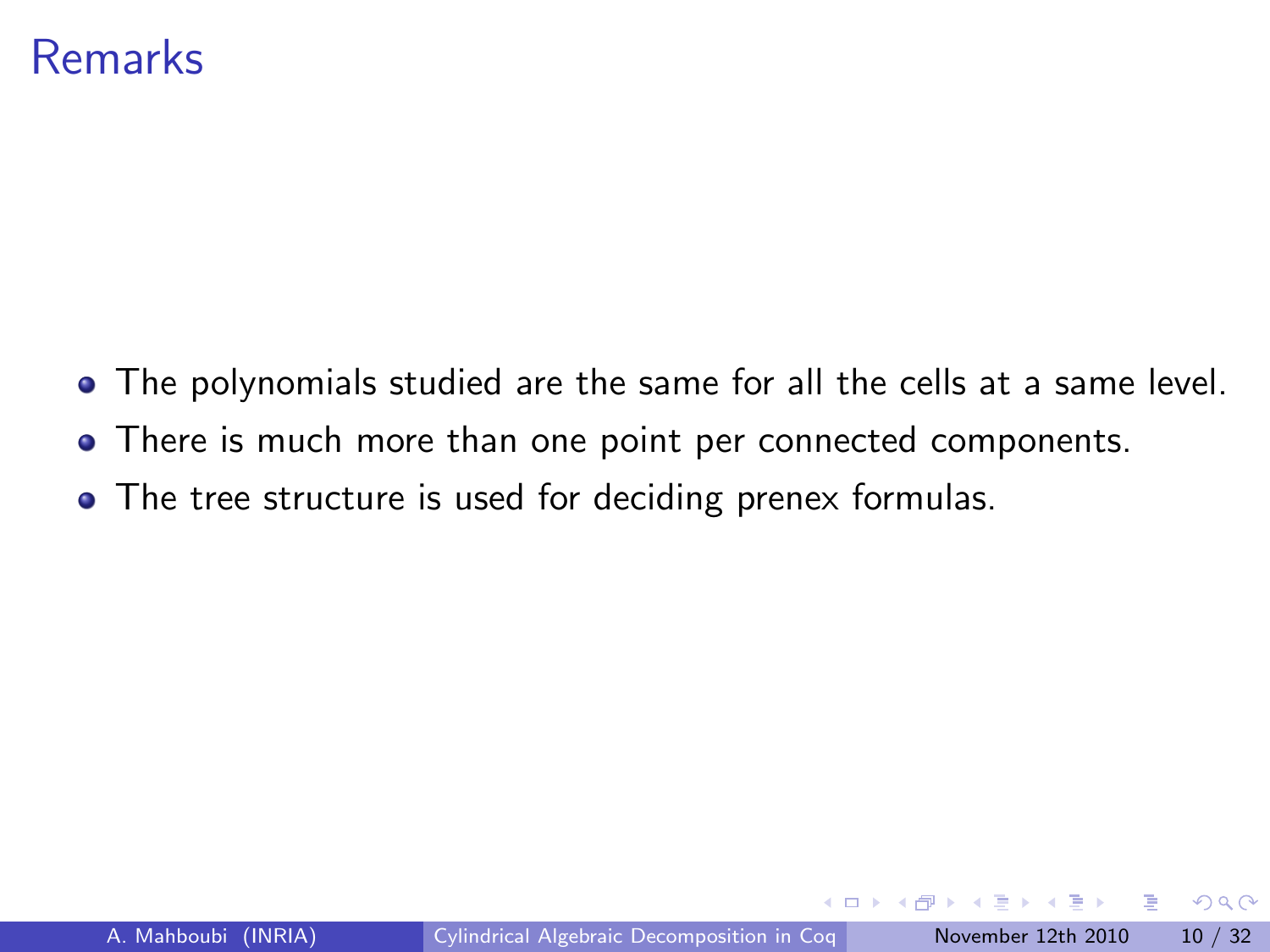# Remarks

- The polynomials studied are the same for all the cells at a same level.
- There is much more than one point per connected components.
- The tree structure is used for deciding prenex formulas.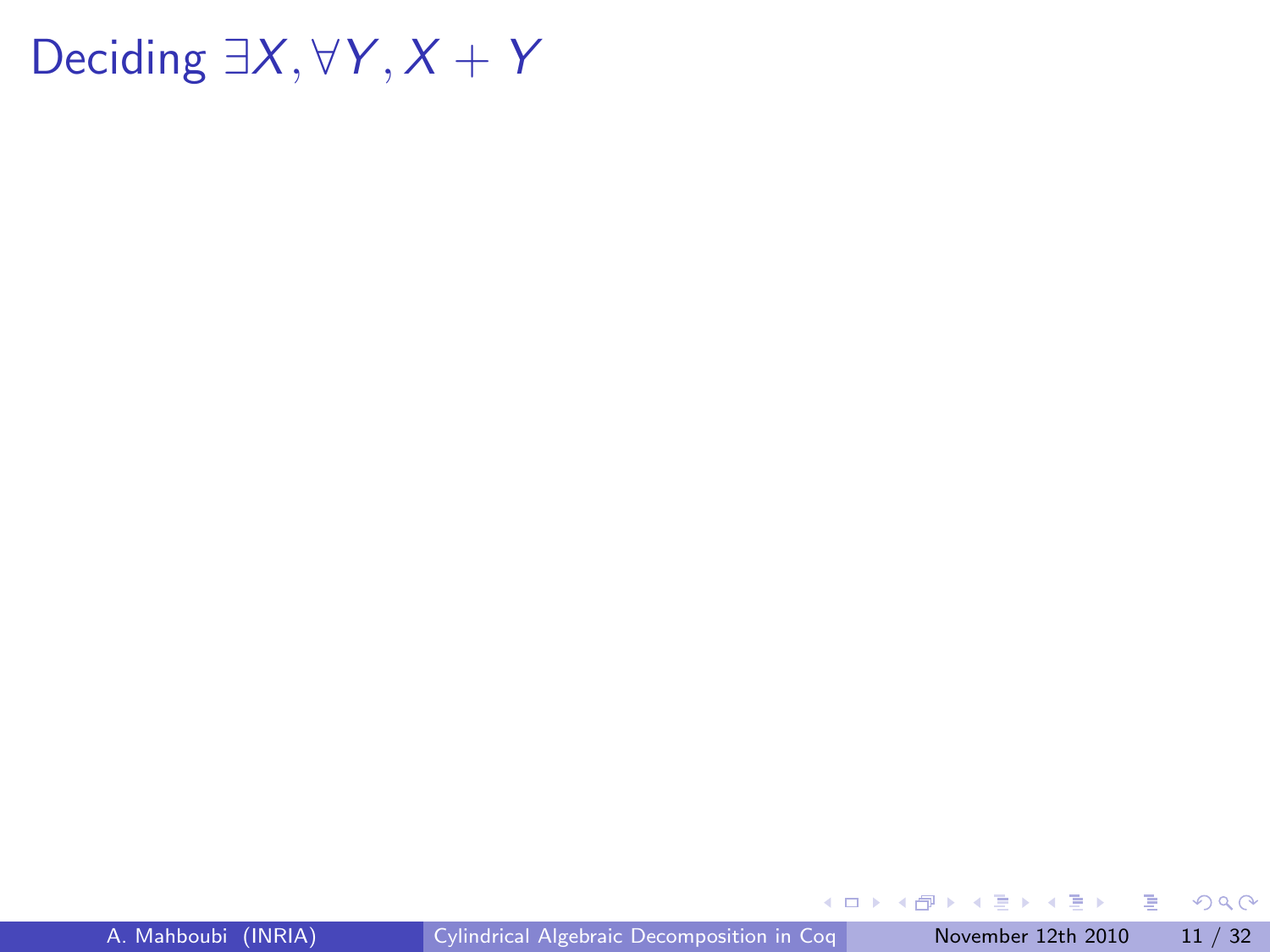# Deciding $\exists X, \forall Y, X + Y$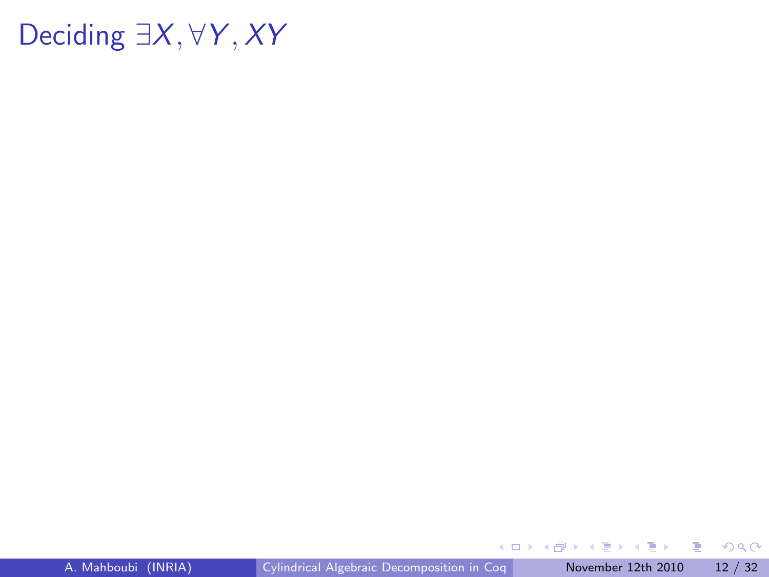# Deciding $\exists X, \forall Y, XY$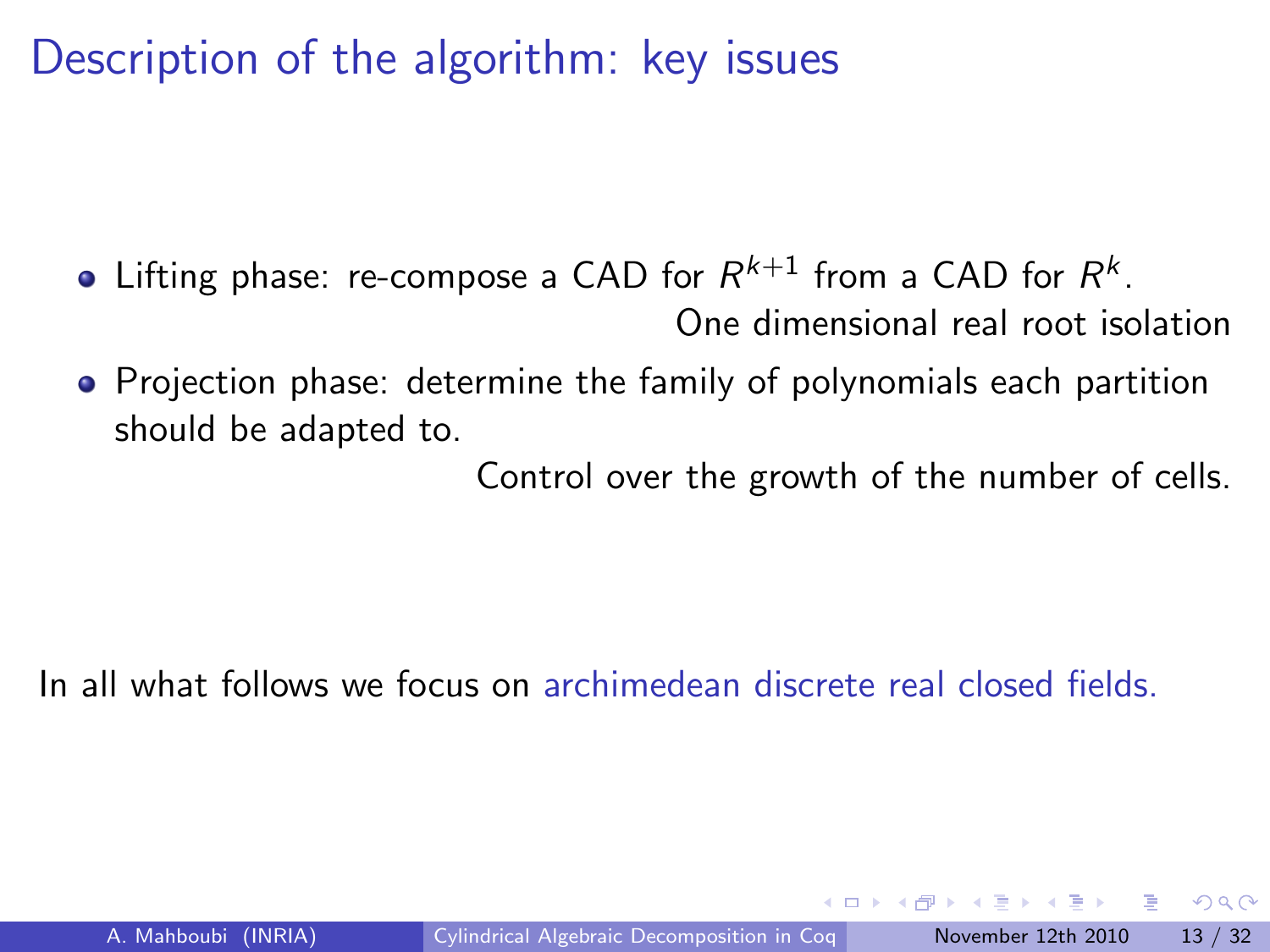# Description of the algorithm: key issues

- Lifting phase: re-compose a CAD for $R^{k+1}$ from a CAD for $R^k$.

  One dimensional real root isolation

- Projection phase: determine the family of polynomials each partition should be adapted to.

  Control over the growth of the number of cells.

In all what follows we focus on archimedean discrete real closed fields.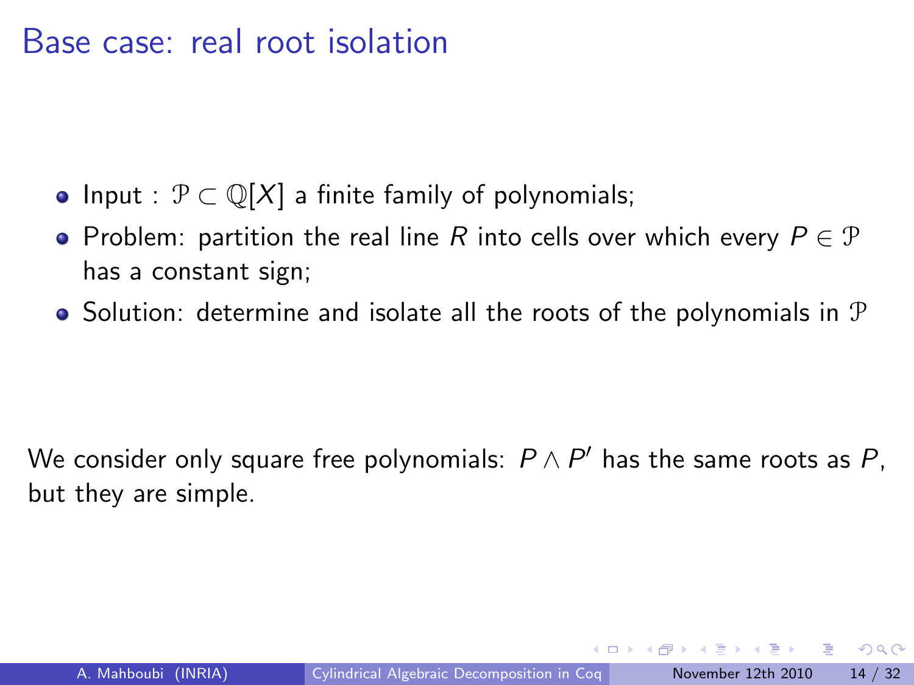# Base case: real root isolation

- Input : $\mathcal{P} \subset \mathbb{Q}[X]$ a finite family of polynomials;
- Problem: partition the real line $R$ into cells over which every $P \in \mathcal{P}$ has a constant sign;
- Solution: determine and isolate all the roots of the polynomials in $\mathcal{P}$

We consider only square free polynomials: $P \wedge P'$ has the same roots as $P$, but they are simple.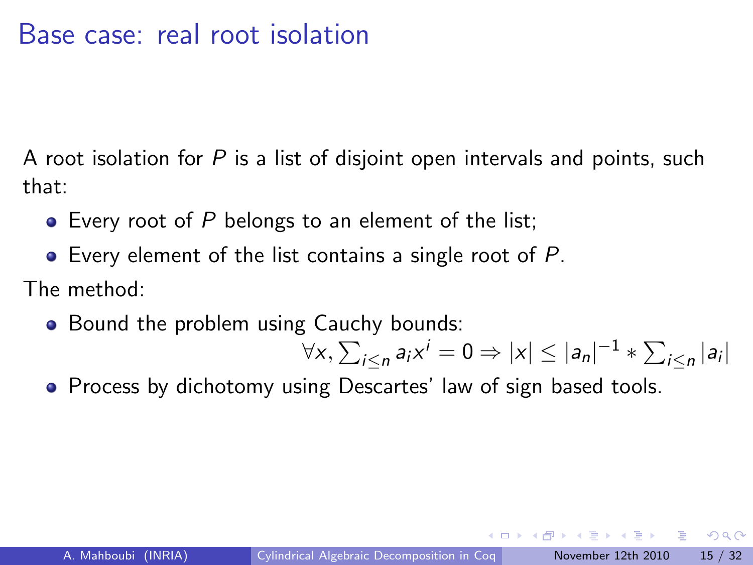# Base case: real root isolation

A root isolation for $P$ is a list of disjoint open intervals and points, such that:

- Every root of $P$ belongs to an element of the list;
- Every element of the list contains a single root of $P$.

The method:

- Bound the problem using Cauchy bounds:
$$\forall x, \sum_{i \leq n} a_i x^i = 0 \Rightarrow |x| \leq |a_n|^{-1} * \sum_{i \leq n} |a_i|$$
- Process by dichotomy using Descartes' law of sign based tools.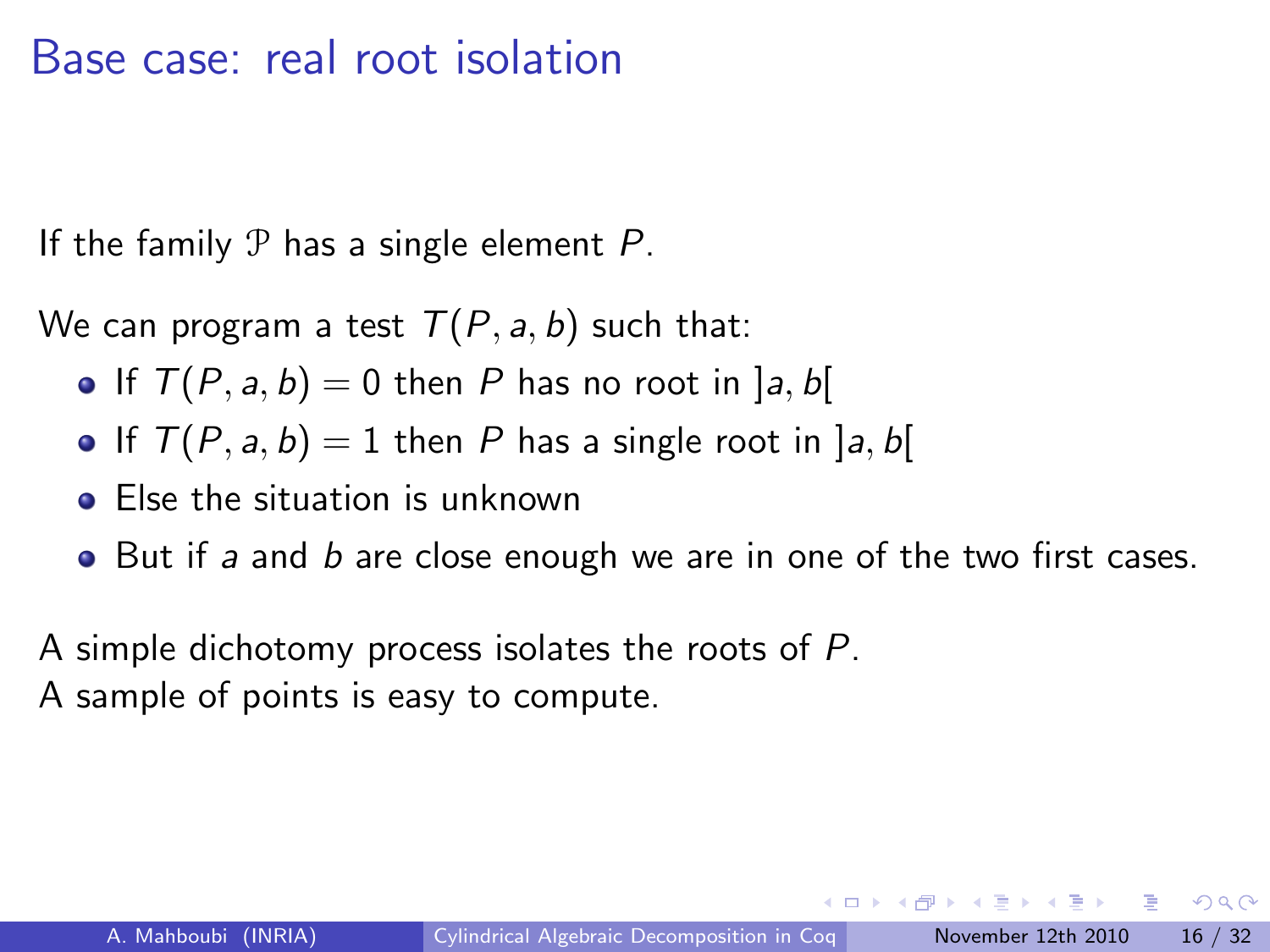# Base case: real root isolation

If the family $\mathcal{P}$ has a single element $P$.

We can program a test $T(P, a, b)$ such that:

- If $T(P, a, b) = 0$ then $P$ has no root in $]a, b[$
- If $T(P, a, b) = 1$ then $P$ has a single root in $]a, b[$
- Else the situation is unknown
- But if $a$ and $b$ are close enough we are in one of the two first cases.

A simple dichotomy process isolates the roots of $P$.
A sample of points is easy to compute.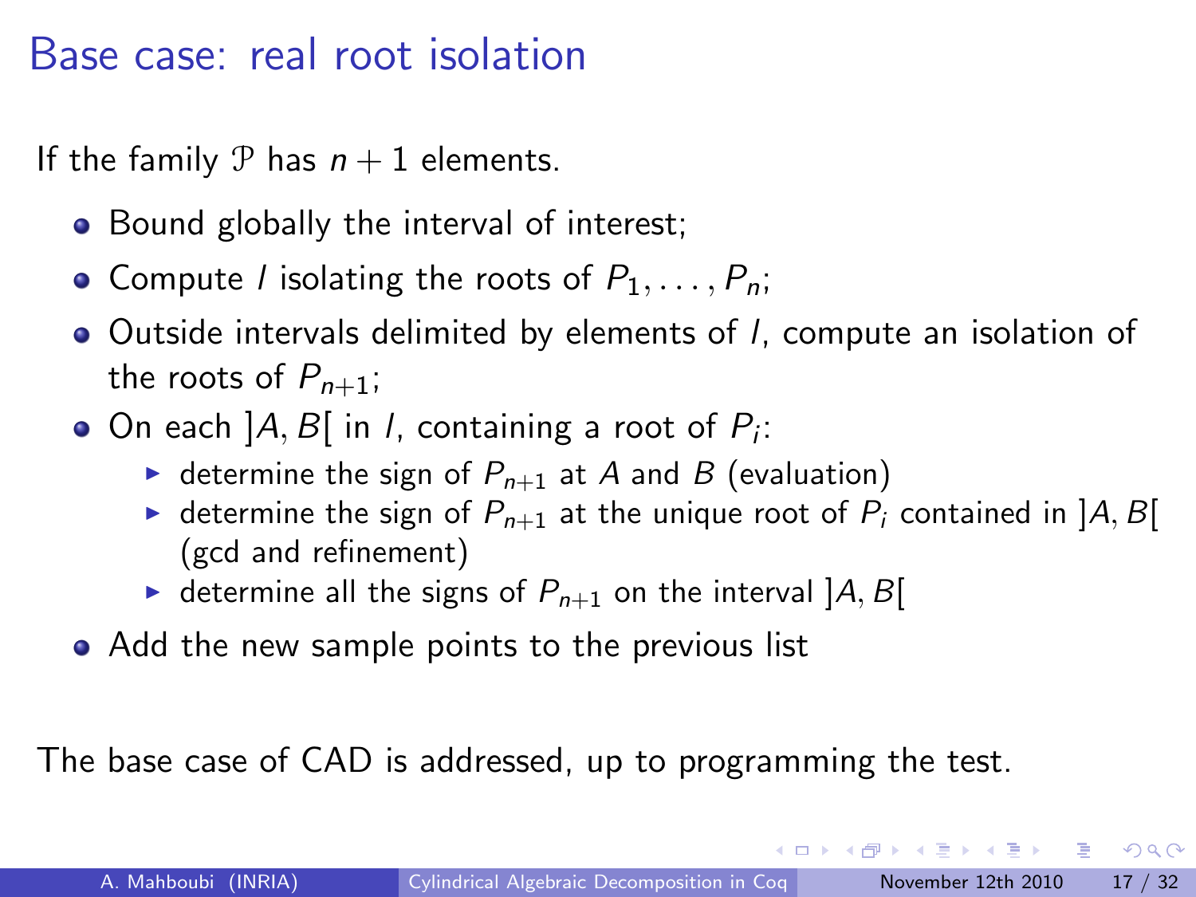# Base case: real root isolation

If the family $\mathcal{P}$ has $n+1$ elements.

- Bound globally the interval of interest;
- Compute $I$ isolating the roots of $P_1, \ldots, P_n$;
- Outside intervals delimited by elements of $I$, compute an isolation of the roots of $P_{n+1}$;
- On each $]A, B[$ in $I$, containing a root of $P_i$:
  - determine the sign of $P_{n+1}$ at $A$ and $B$ (evaluation)
  - determine the sign of $P_{n+1}$ at the unique root of $P_i$ contained in $]A, B[$ (gcd and refinement)
  - determine all the signs of $P_{n+1}$ on the interval $]A, B[$
- Add the new sample points to the previous list

The base case of CAD is addressed, up to programming the test.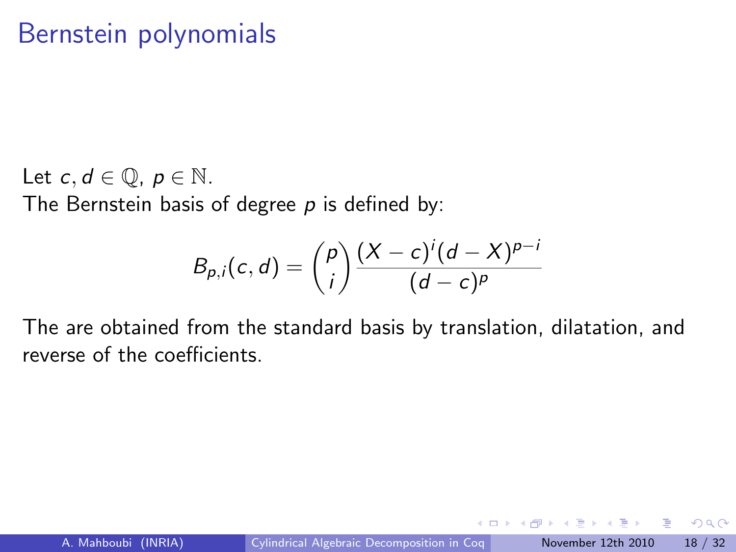# Bernstein polynomials

Let $c, d \in \mathbb{Q}$, $p \in \mathbb{N}$.
The Bernstein basis of degree $p$ is defined by:

$$B_{p,i}(c,d) = \binom{p}{i} \frac{(X-c)^i (d-X)^{p-i}}{(d-c)^p}$$

The are obtained from the standard basis by translation, dilatation, and reverse of the coefficients.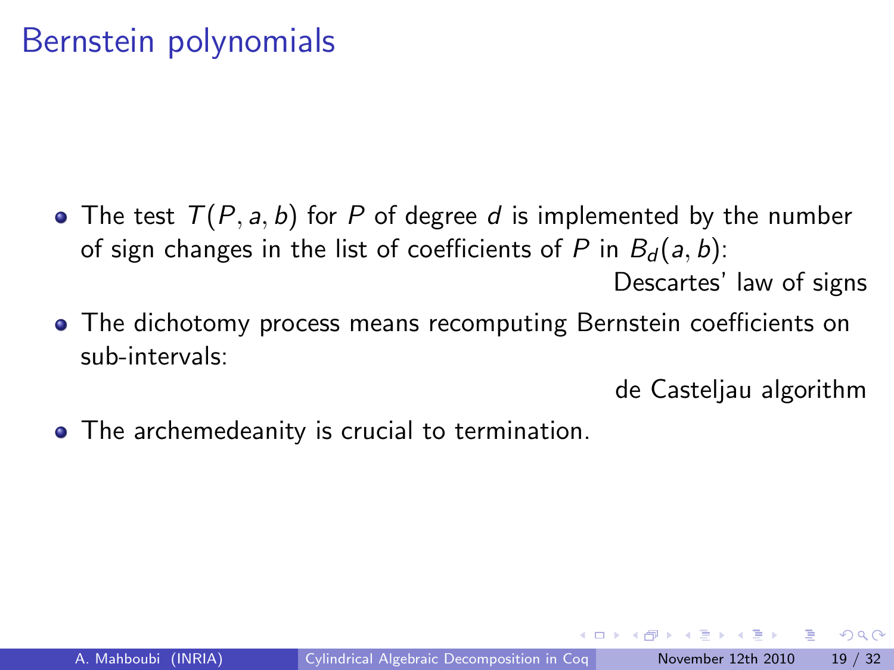# Bernstein polynomials

- The test $T(P, a, b)$ for $P$ of degree $d$ is implemented by the number of sign changes in the list of coefficients of $P$ in $B_d(a, b)$:

  Descartes' law of signs

- The dichotomy process means recomputing Bernstein coefficients on sub-intervals:

  de Casteljau algorithm

- The archemedeanity is crucial to termination.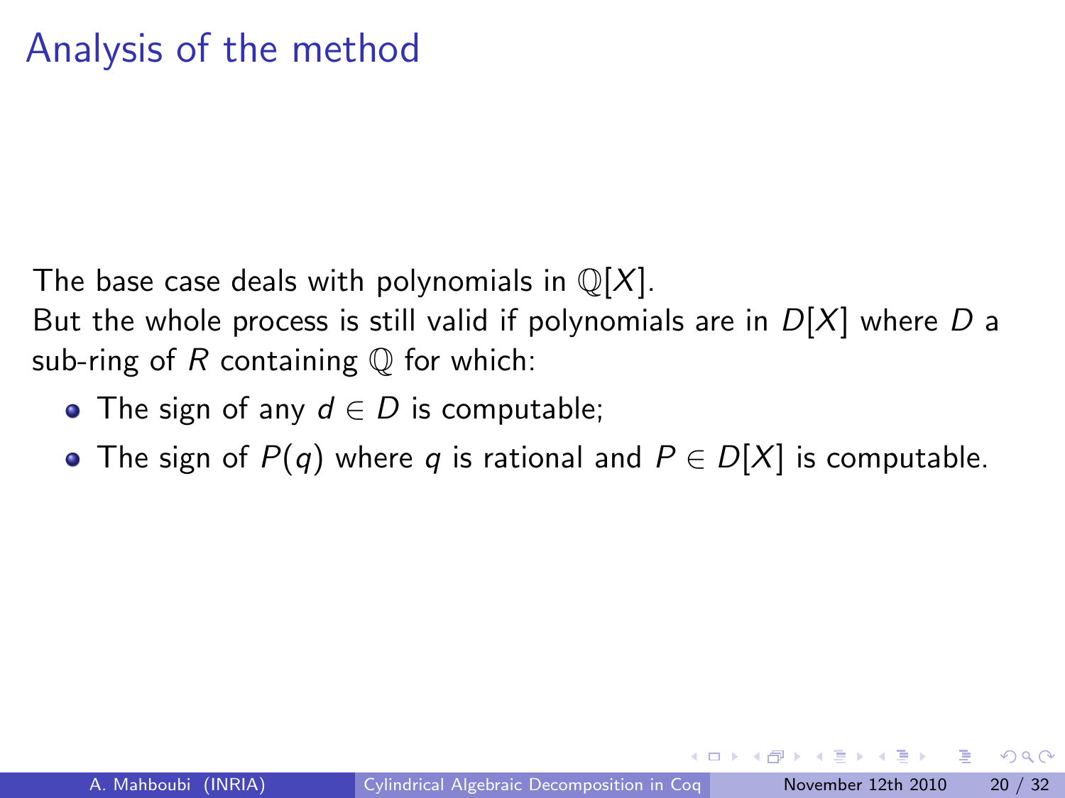# Analysis of the method

The base case deals with polynomials in $\mathbb{Q}[X]$.
But the whole process is still valid if polynomials are in $D[X]$ where $D$ a sub-ring of $R$ containing $\mathbb{Q}$ for which:

- The sign of any $d \in D$ is computable;
- The sign of $P(q)$ where $q$ is rational and $P \in D[X]$ is computable.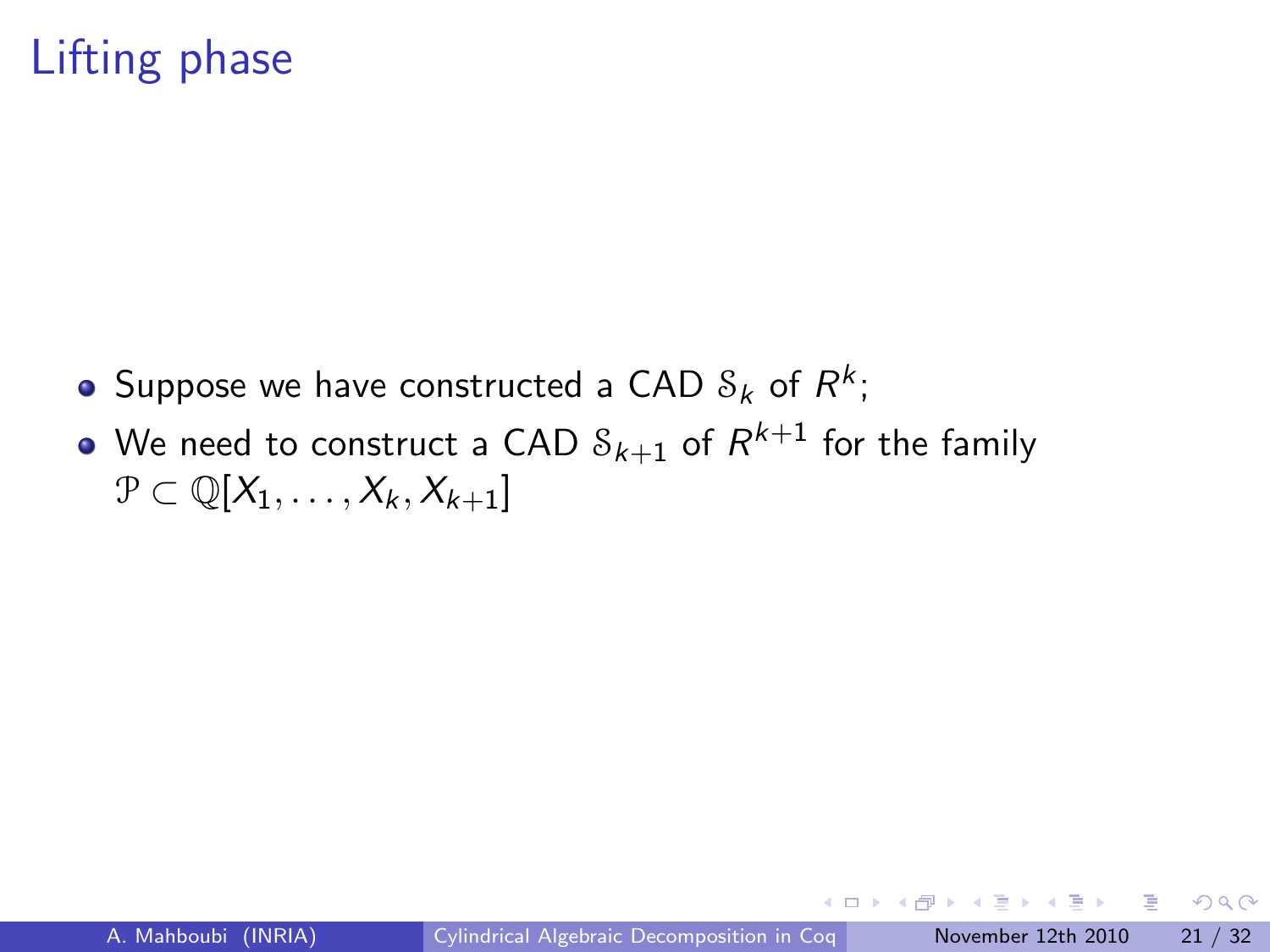# Lifting phase

- Suppose we have constructed a CAD $\mathcal{S}_k$ of $R^k$;
- We need to construct a CAD $\mathcal{S}_{k+1}$ of $R^{k+1}$ for the family $\mathcal{P} \subset \mathbb{Q}[X_1, \ldots, X_k, X_{k+1}]$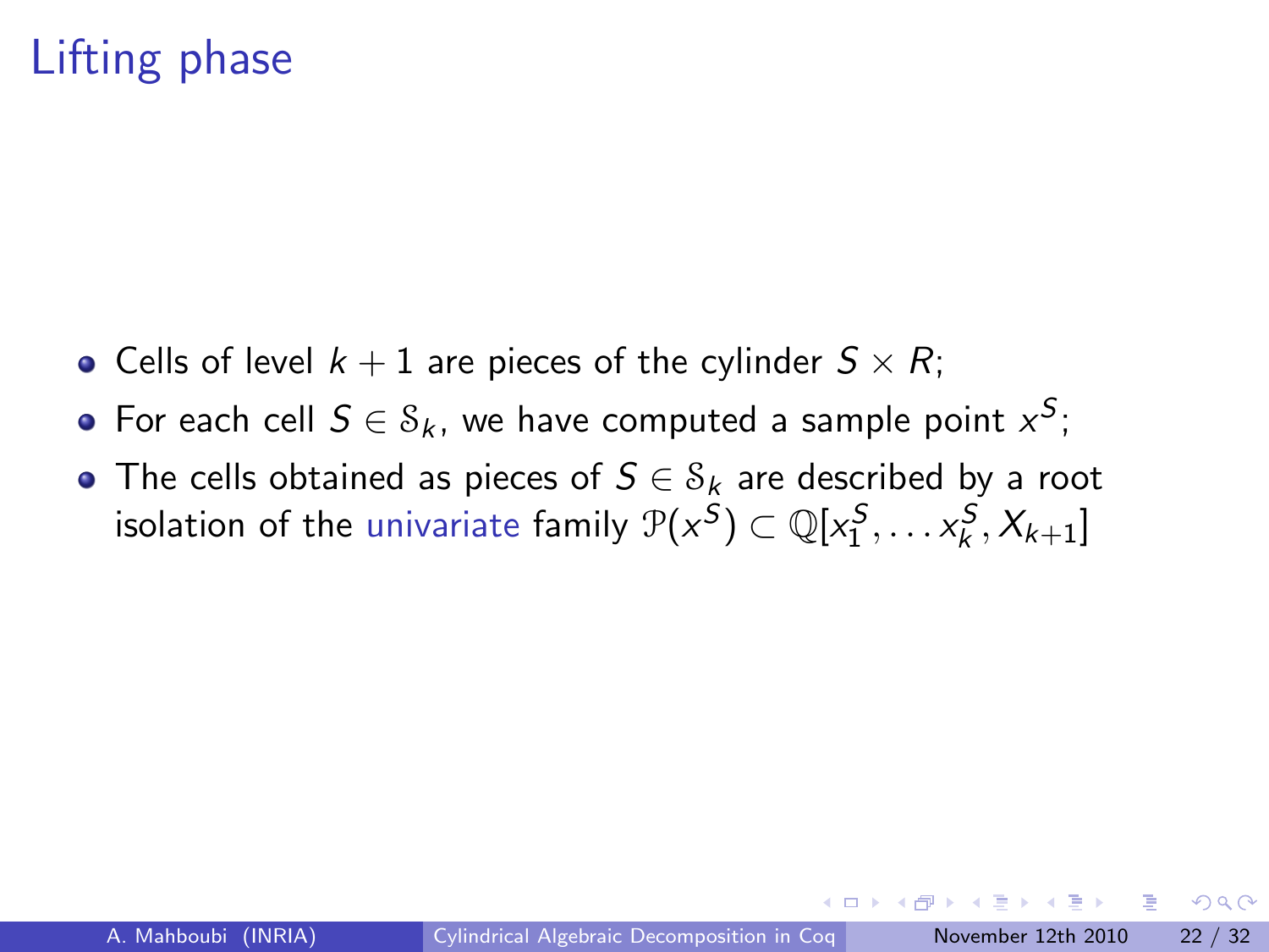# Lifting phase

- Cells of level $k+1$ are pieces of the cylinder $S \times R$;
- For each cell $S \in \mathcal{S}_k$, we have computed a sample point $x^S$;
- The cells obtained as pieces of $S \in \mathcal{S}_k$ are described by a root isolation of the univariate family $\mathcal{P}(x^S) \subset \mathbb{Q}[x_1^S, \ldots x_k^S, X_{k+1}]$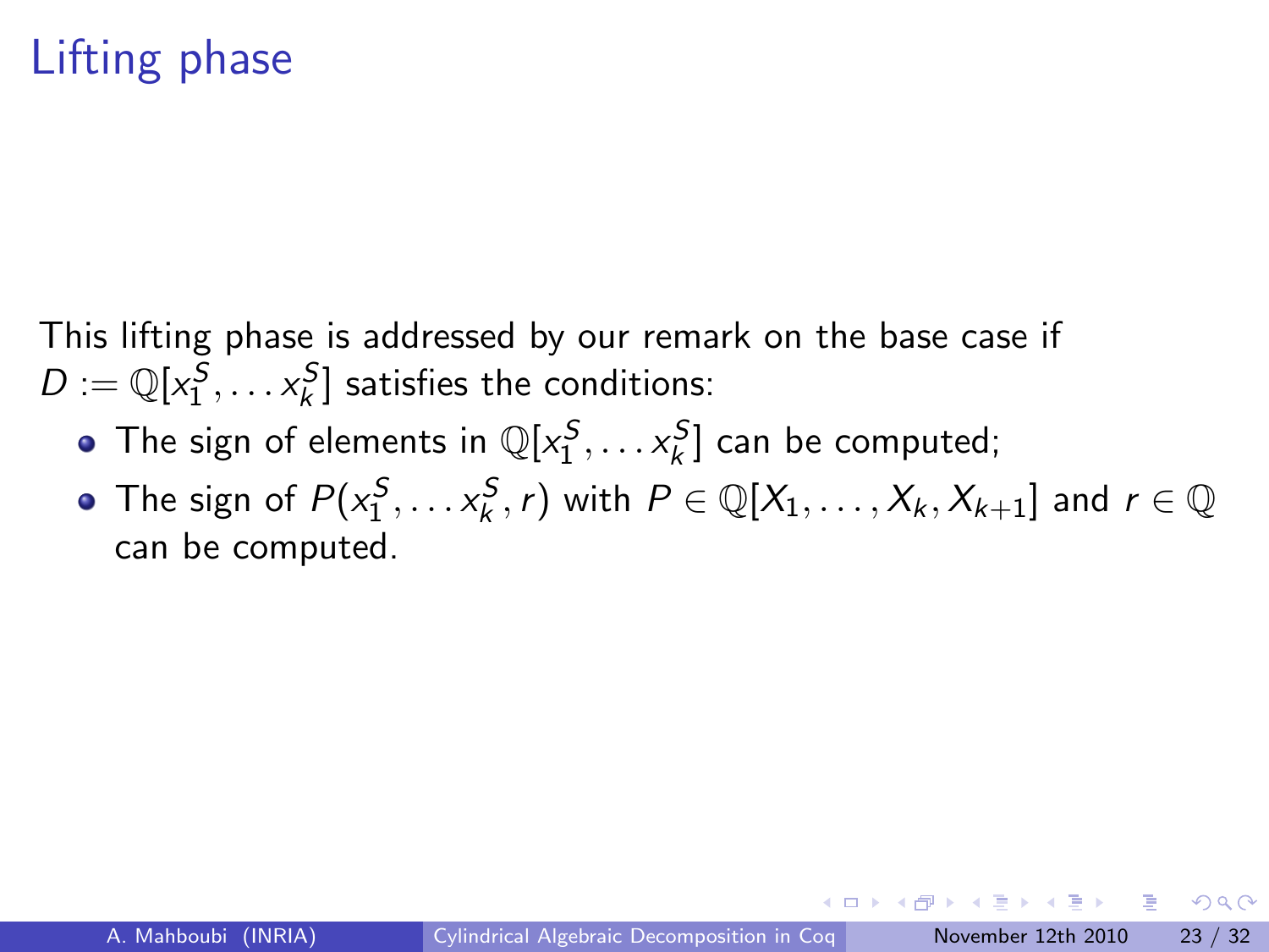# Lifting phase

This lifting phase is addressed by our remark on the base case if $D := \mathbb{Q}[x_1^S, \dots x_k^S]$ satisfies the conditions:

- The sign of elements in $\mathbb{Q}[x_1^S, \dots x_k^S]$ can be computed;
- The sign of $P(x_1^S, \dots x_k^S, r)$ with $P \in \mathbb{Q}[X_1, \dots, X_k, X_{k+1}]$ and $r \in \mathbb{Q}$ can be computed.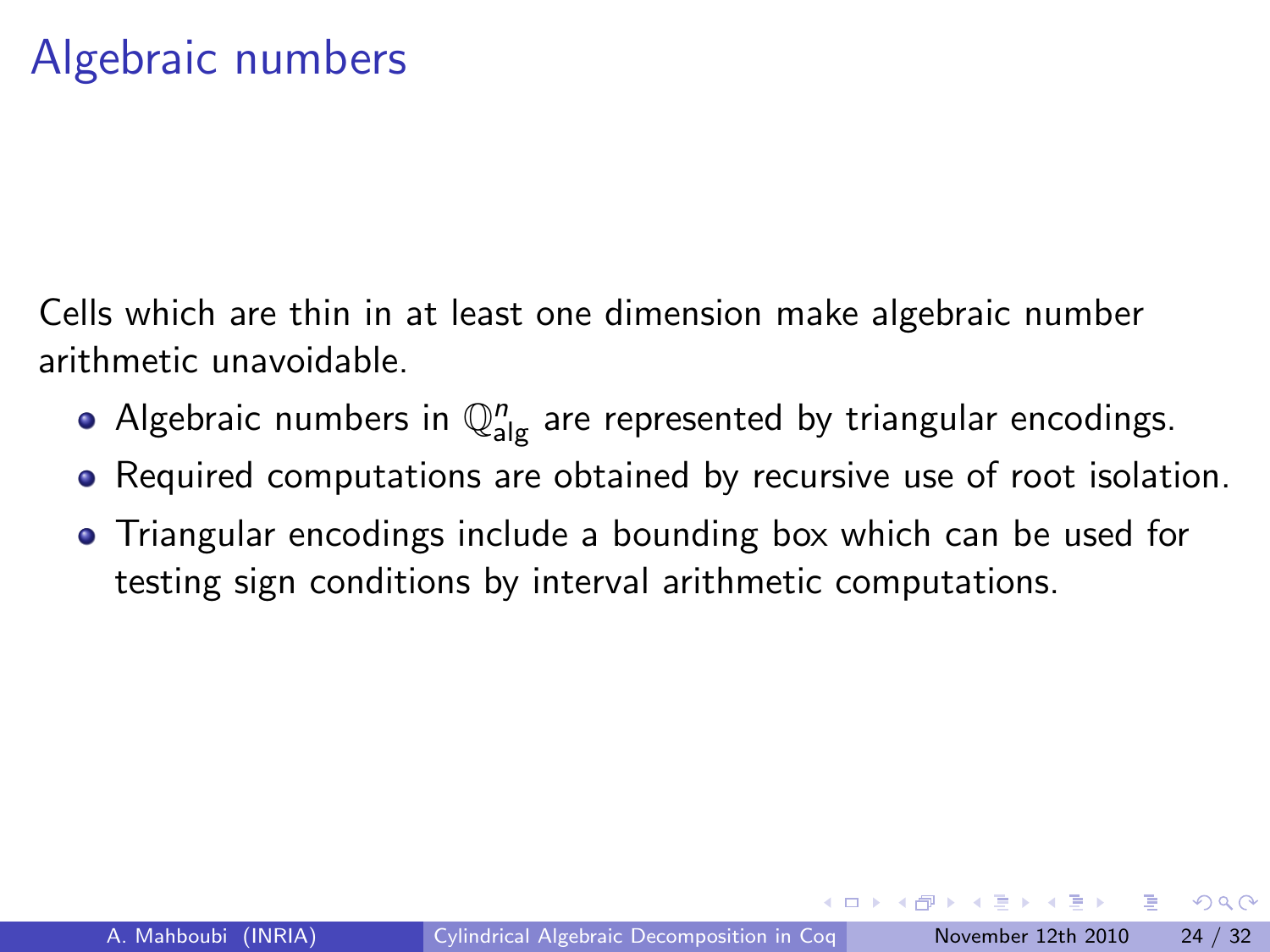# Algebraic numbers

Cells which are thin in at least one dimension make algebraic number arithmetic unavoidable.

- Algebraic numbers in $\mathbb{Q}^n_{\text{alg}}$ are represented by triangular encodings.
- Required computations are obtained by recursive use of root isolation.
- Triangular encodings include a bounding box which can be used for testing sign conditions by interval arithmetic computations.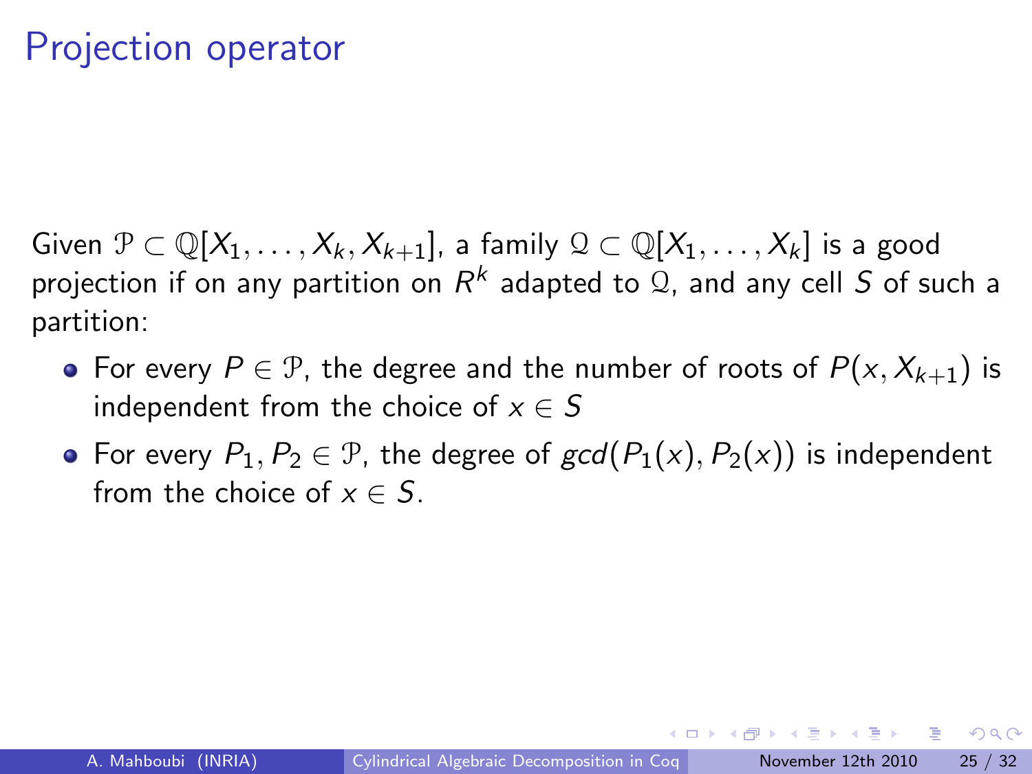# Projection operator

Given $\mathcal{P} \subset \mathbb{Q}[X_1, \ldots, X_k, X_{k+1}]$, a family $\mathcal{Q} \subset \mathbb{Q}[X_1, \ldots, X_k]$ is a good projection if on any partition on $R^k$ adapted to $\mathcal{Q}$, and any cell $S$ of such a partition:

- For every $P \in \mathcal{P}$, the degree and the number of roots of $P(x, X_{k+1})$ is independent from the choice of $x \in S$
- For every $P_1, P_2 \in \mathcal{P}$, the degree of $gcd(P_1(x), P_2(x))$ is independent from the choice of $x \in S$.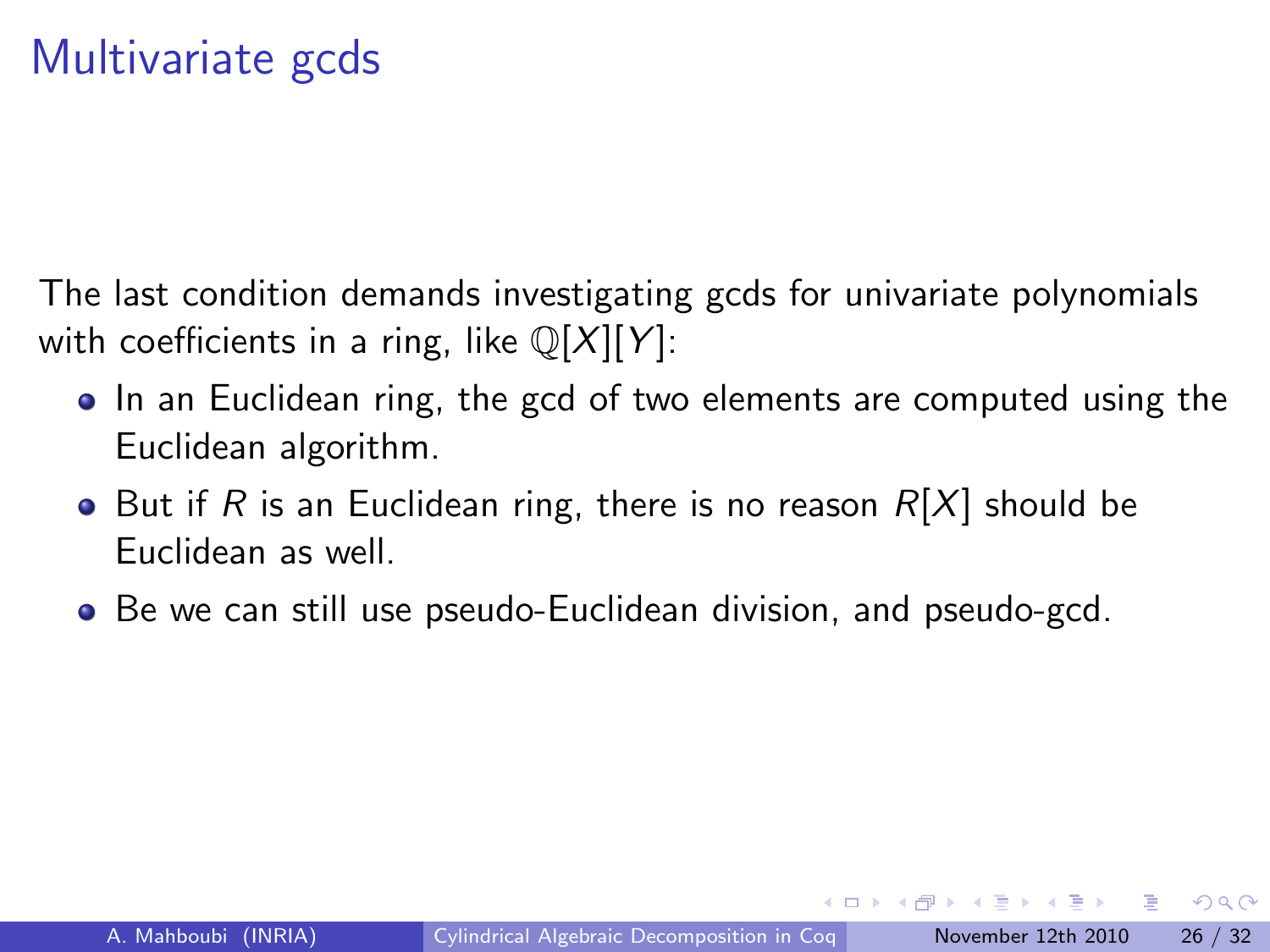# Multivariate gcds

The last condition demands investigating gcds for univariate polynomials with coefficients in a ring, like $\mathbb{Q}[X][Y]$:

- In an Euclidean ring, the gcd of two elements are computed using the Euclidean algorithm.
- But if $R$ is an Euclidean ring, there is no reason $R[X]$ should be Euclidean as well.
- Be we can still use pseudo-Euclidean division, and pseudo-gcd.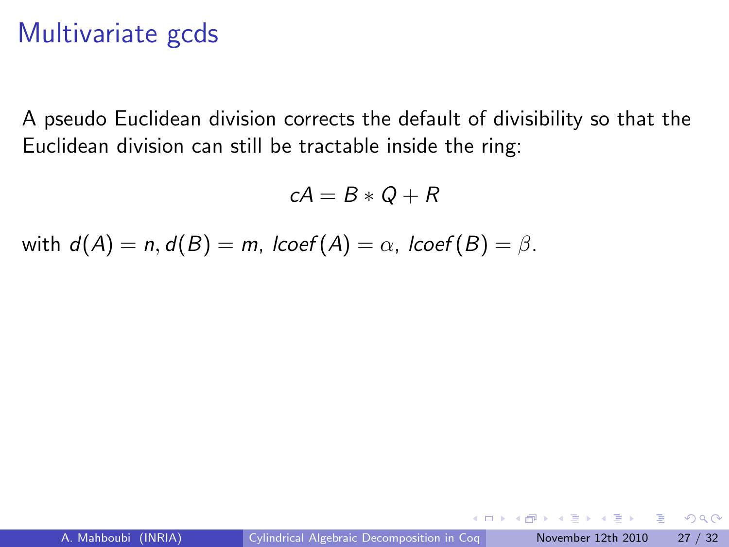# Multivariate gcds

A pseudo Euclidean division corrects the default of divisibility so that the Euclidean division can still be tractable inside the ring:

$$cA = B * Q + R$$

with $d(A) = n, d(B) = m$, $lcoef(A) = \alpha$, $lcoef(B) = \beta$.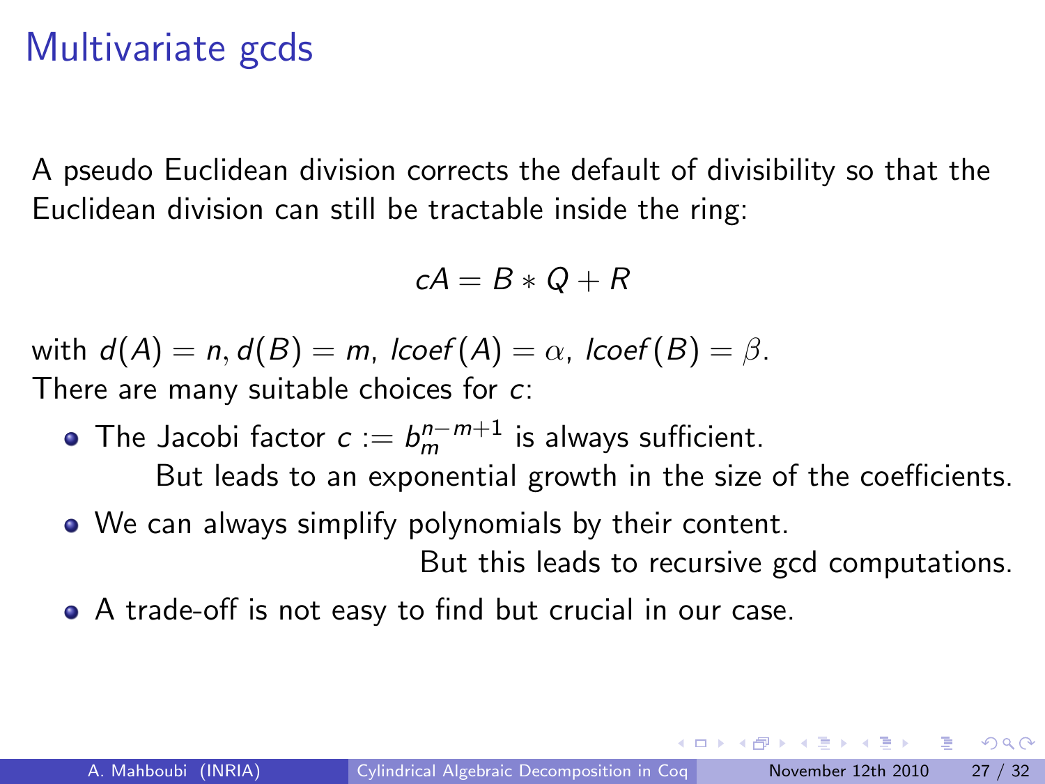# Multivariate gcds

A pseudo Euclidean division corrects the default of divisibility so that the Euclidean division can still be tractable inside the ring:

$$cA = B * Q + R$$

with $d(A) = n, d(B) = m$, $lcoef(A) = \alpha$, $lcoef(B) = \beta$.
There are many suitable choices for $c$:

- The Jacobi factor $c := b_m^{n-m+1}$ is always sufficient.
  But leads to an exponential growth in the size of the coefficients.
- We can always simplify polynomials by their content.
  But this leads to recursive gcd computations.
- A trade-off is not easy to find but crucial in our case.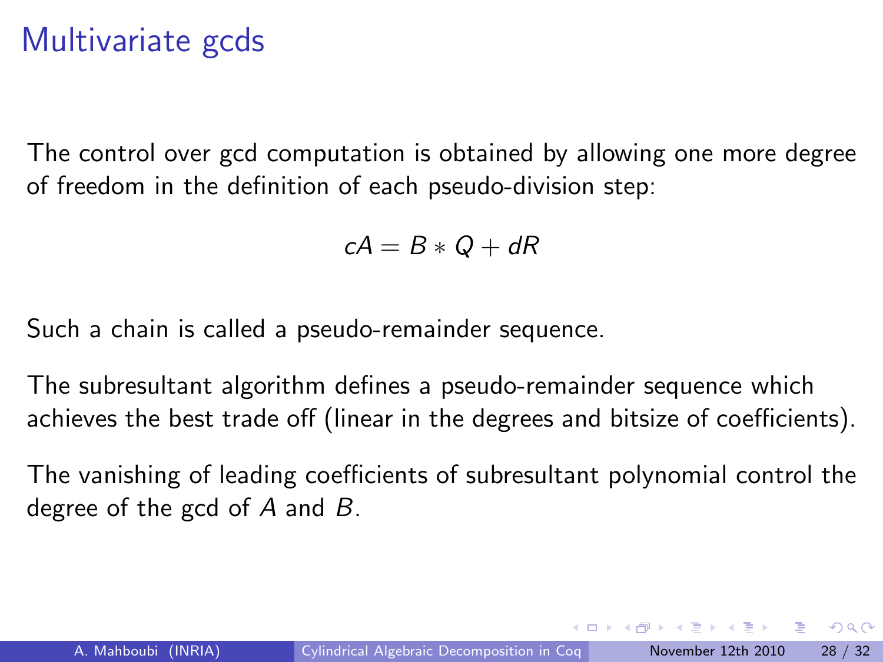# Multivariate gcds

The control over gcd computation is obtained by allowing one more degree of freedom in the definition of each pseudo-division step:

$$cA = B * Q + dR$$

Such a chain is called a pseudo-remainder sequence.

The subresultant algorithm defines a pseudo-remainder sequence which achieves the best trade off (linear in the degrees and bitsize of coefficients).

The vanishing of leading coefficients of subresultant polynomial control the degree of the gcd of $A$ and $B$.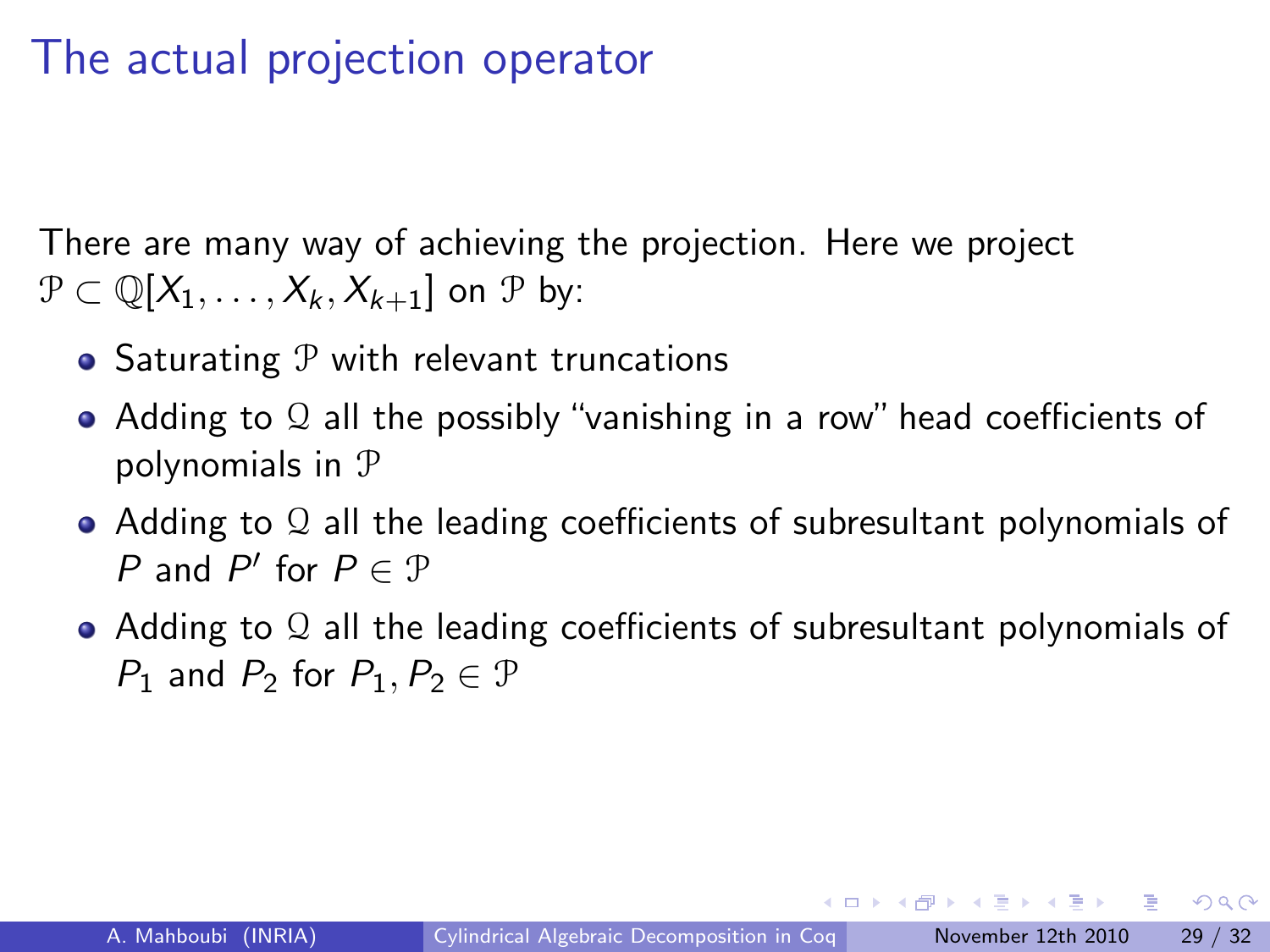# The actual projection operator

There are many way of achieving the projection. Here we project $\mathcal{P} \subset \mathbb{Q}[X_1, \ldots, X_k, X_{k+1}]$ on $\mathcal{P}$ by:

- Saturating $\mathcal{P}$ with relevant truncations
- Adding to $\mathcal{Q}$ all the possibly "vanishing in a row" head coefficients of polynomials in $\mathcal{P}$
- Adding to $\mathcal{Q}$ all the leading coefficients of subresultant polynomials of $P$ and $P'$ for $P \in \mathcal{P}$
- Adding to $\mathcal{Q}$ all the leading coefficients of subresultant polynomials of $P_1$ and $P_2$ for $P_1, P_2 \in \mathcal{P}$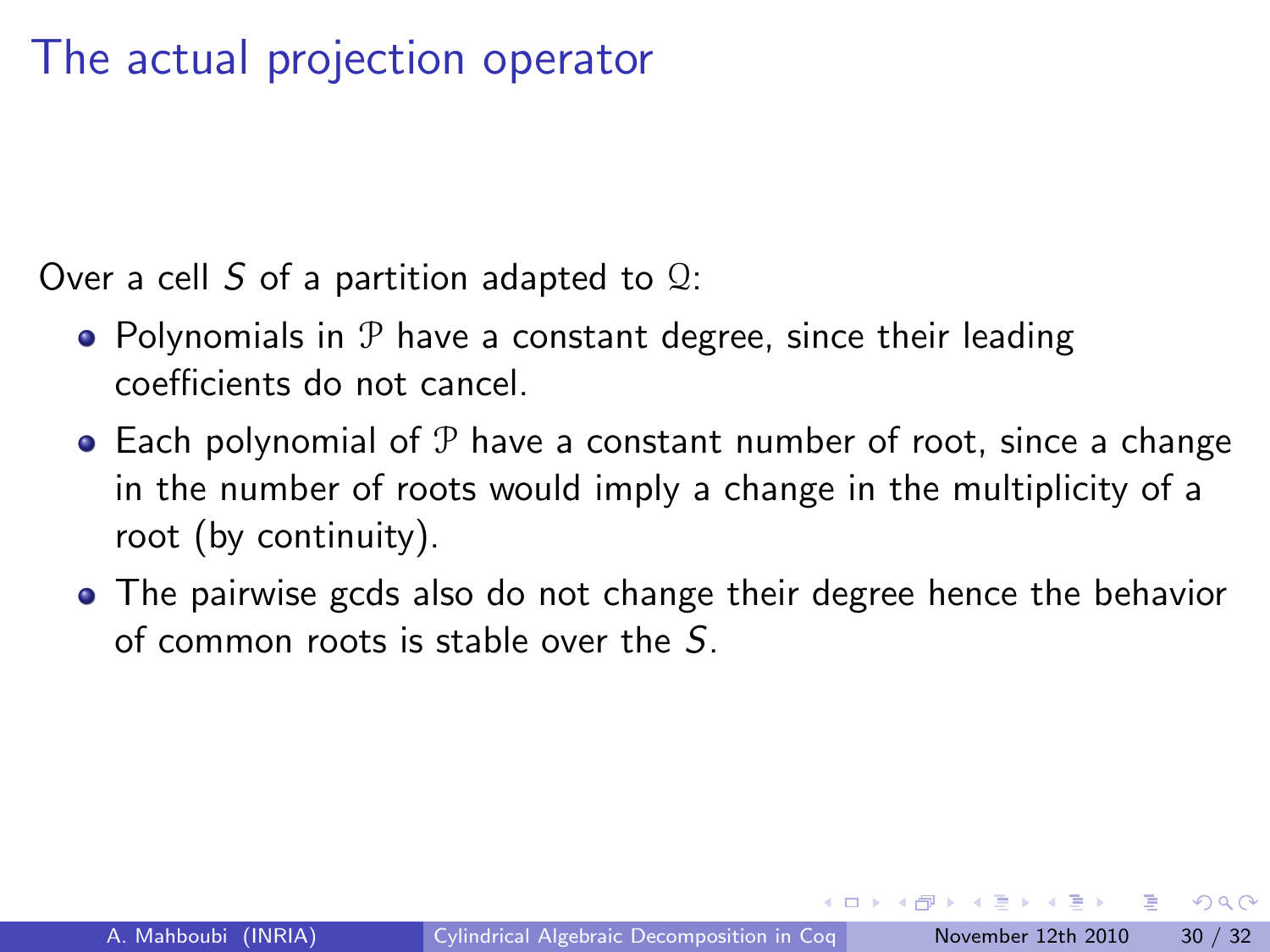# The actual projection operator

Over a cell $S$ of a partition adapted to $\mathcal{Q}$:

- Polynomials in $\mathcal{P}$ have a constant degree, since their leading coefficients do not cancel.
- Each polynomial of $\mathcal{P}$ have a constant number of root, since a change in the number of roots would imply a change in the multiplicity of a root (by continuity).
- The pairwise gcds also do not change their degree hence the behavior of common roots is stable over the $S$.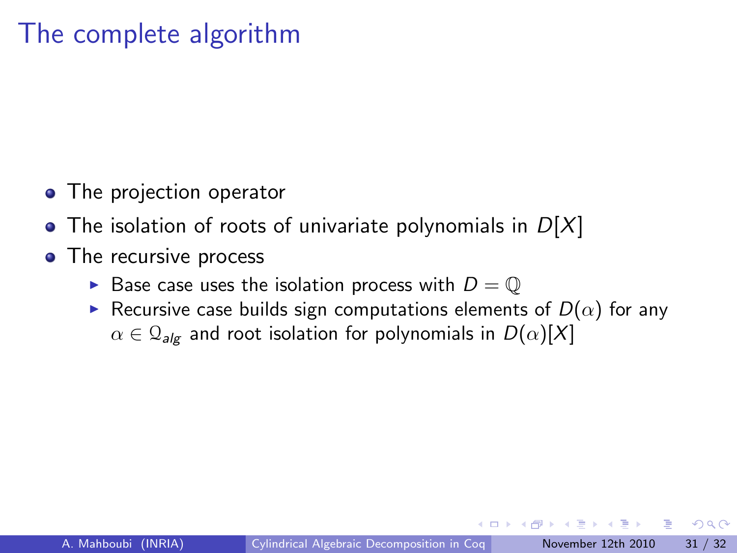# The complete algorithm

- The projection operator
- The isolation of roots of univariate polynomials in $D[X]$
- The recursive process
  - Base case uses the isolation process with $D = \mathbb{Q}$
  - Recursive case builds sign computations elements of $D(\alpha)$ for any $\alpha \in \mathcal{Q}_{alg}$ and root isolation for polynomials in $D(\alpha)[X]$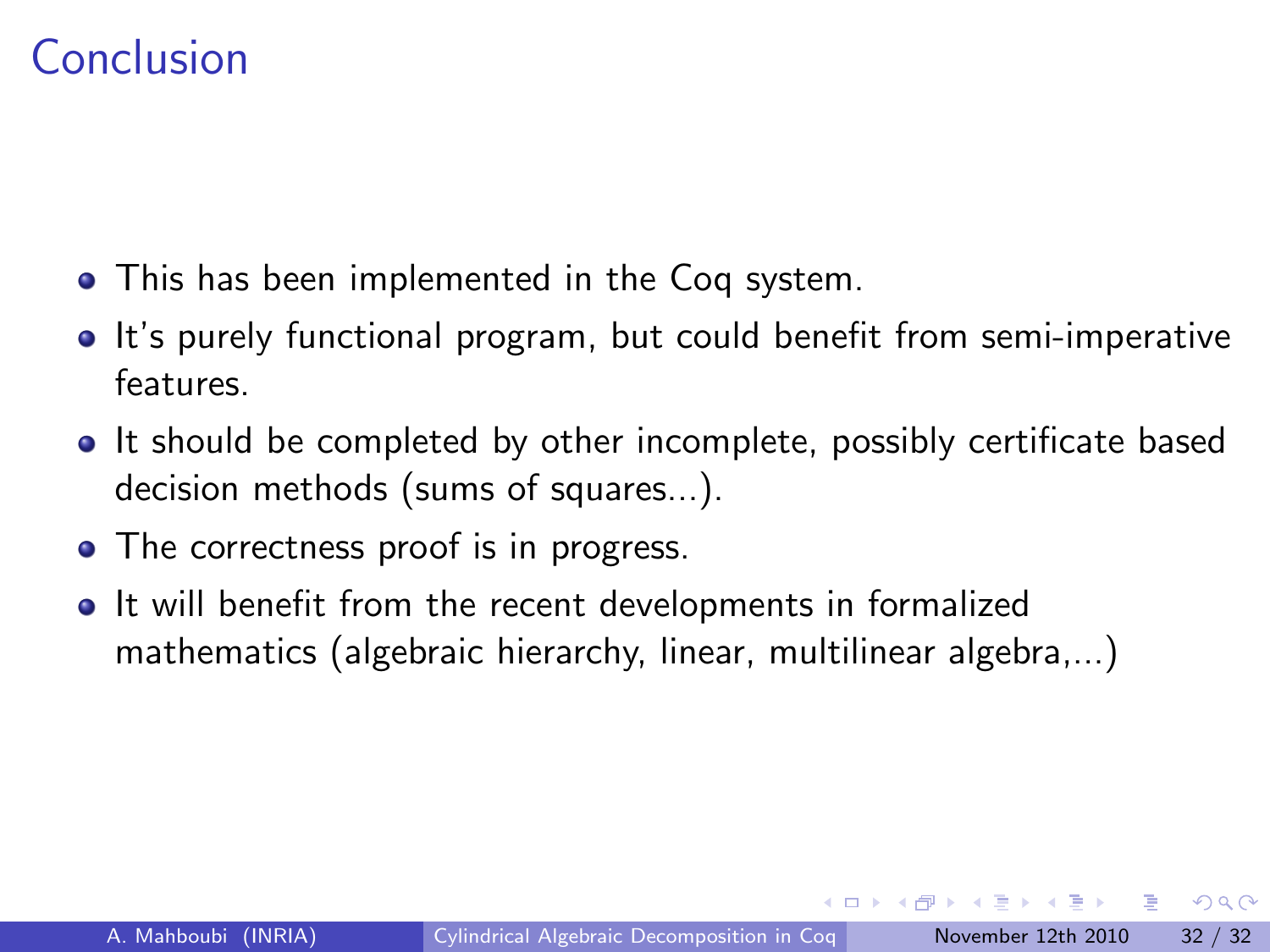# Conclusion

- This has been implemented in the Coq system.
- It's purely functional program, but could benefit from semi-imperative features.
- It should be completed by other incomplete, possibly certificate based decision methods (sums of squares...).
- The correctness proof is in progress.
- It will benefit from the recent developments in formalized mathematics (algebraic hierarchy, linear, multilinear algebra,...)